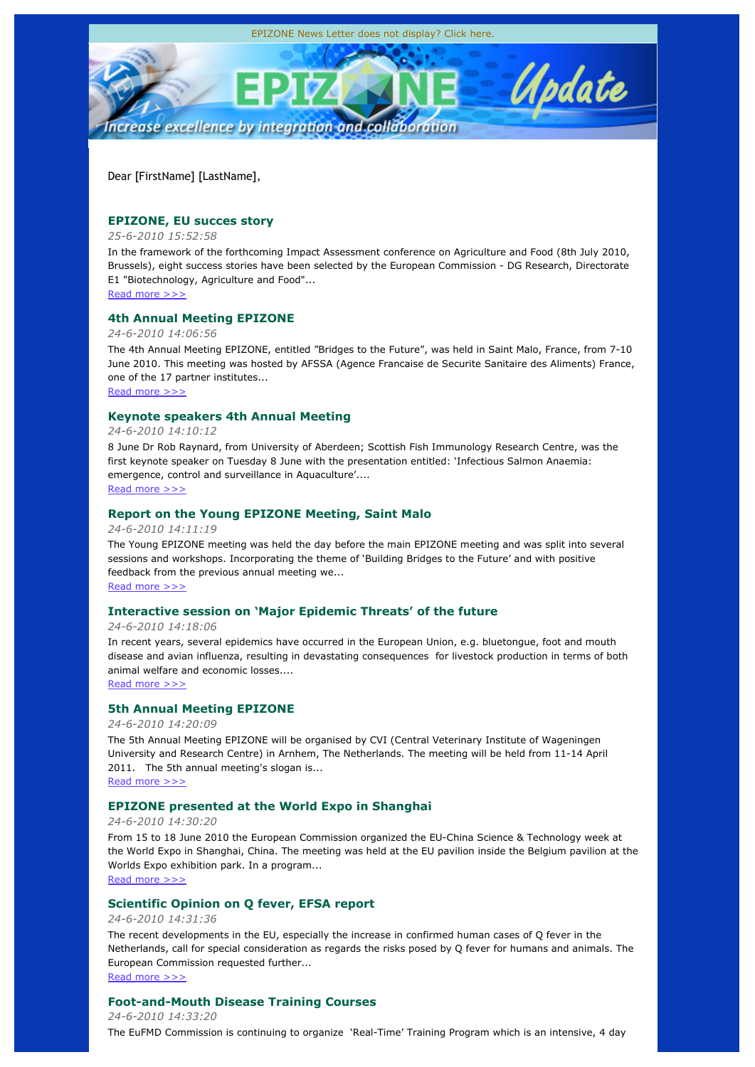EPIZONE News Letter does not display? Click here.

Dear [FirstName] [LastName],

### EPIZONE, EU succes story

*25-6-2010 15:52:58*

In the framework of the forthcoming Impact Assessment conference on Agriculture and Food (8th July 2010, Brussels), eight success stories have been selected by the European Commission - DG Research, Directorate E1 "Biotechnology, Agriculture and Food"...

Read more >>>

### 4th Annual Meeting EPIZONE

*24-6-2010 14:06:56*

The 4th Annual Meeting EPIZONE, entitled "Bridges to the Future", was held in Saint Malo, France, from 7-10 June 2010. This meeting was hosted by AFSSA (Agence Francaise de Securite Sanitaire des Aliments) France, one of the 17 partner institutes...

Read more >>>

### Keynote speakers 4th Annual Meeting

*24-6-2010 14:10:12*

8 June Dr Rob Raynard, from University of Aberdeen; Scottish Fish Immunology Research Centre, was the first keynote speaker on Tuesday 8 June with the presentation entitled: 'Infectious Salmon Anaemia: emergence, control and surveillance in Aquaculture'....

Read more >>>

### Report on the Young EPIZONE Meeting, Saint Malo

*24-6-2010 14:11:19*

The Young EPIZONE meeting was held the day before the main EPIZONE meeting and was split into several sessions and workshops. Incorporating the theme of 'Building Bridges to the Future' and with positive feedback from the previous annual meeting we...

Read more >>>

### Interactive session on 'Major Epidemic Threats' of the future

*24-6-2010 14:18:06*

In recent years, several epidemics have occurred in the European Union, e.g. bluetongue, foot and mouth disease and avian influenza, resulting in devastating consequences for livestock production in terms of both animal welfare and economic losses....

Read more >>>

### 5th Annual Meeting EPIZONE

*24-6-2010 14:20:09*

The 5th Annual Meeting EPIZONE will be organised by CVI (Central Veterinary Institute of Wageningen University and Research Centre) in Arnhem, The Netherlands. The meeting will be held from 11-14 April 2011. The 5th annual meeting's slogan is...

Read more >>>

### EPIZONE presented at the World Expo in Shanghai

*24-6-2010 14:30:20*

From 15 to 18 June 2010 the European Commission organized the EU-China Science & Technology week at the World Expo in Shanghai, China. The meeting was held at the EU pavilion inside the Belgium pavilion at the Worlds Expo exhibition park. In a program...

Read more >>>

### Scientific Opinion on Q fever, EFSA report

*24-6-2010 14:31:36*

The recent developments in the EU, especially the increase in confirmed human cases of Q fever in the Netherlands, call for special consideration as regards the risks posed by Q fever for humans and animals. The European Commission requested further...

Read more >>>

### Foot-and-Mouth Disease Training Courses

*24-6-2010 14:33:20*

The EuFMD Commission is continuing to organize 'Real-Time' Training Program which is an intensive, 4 day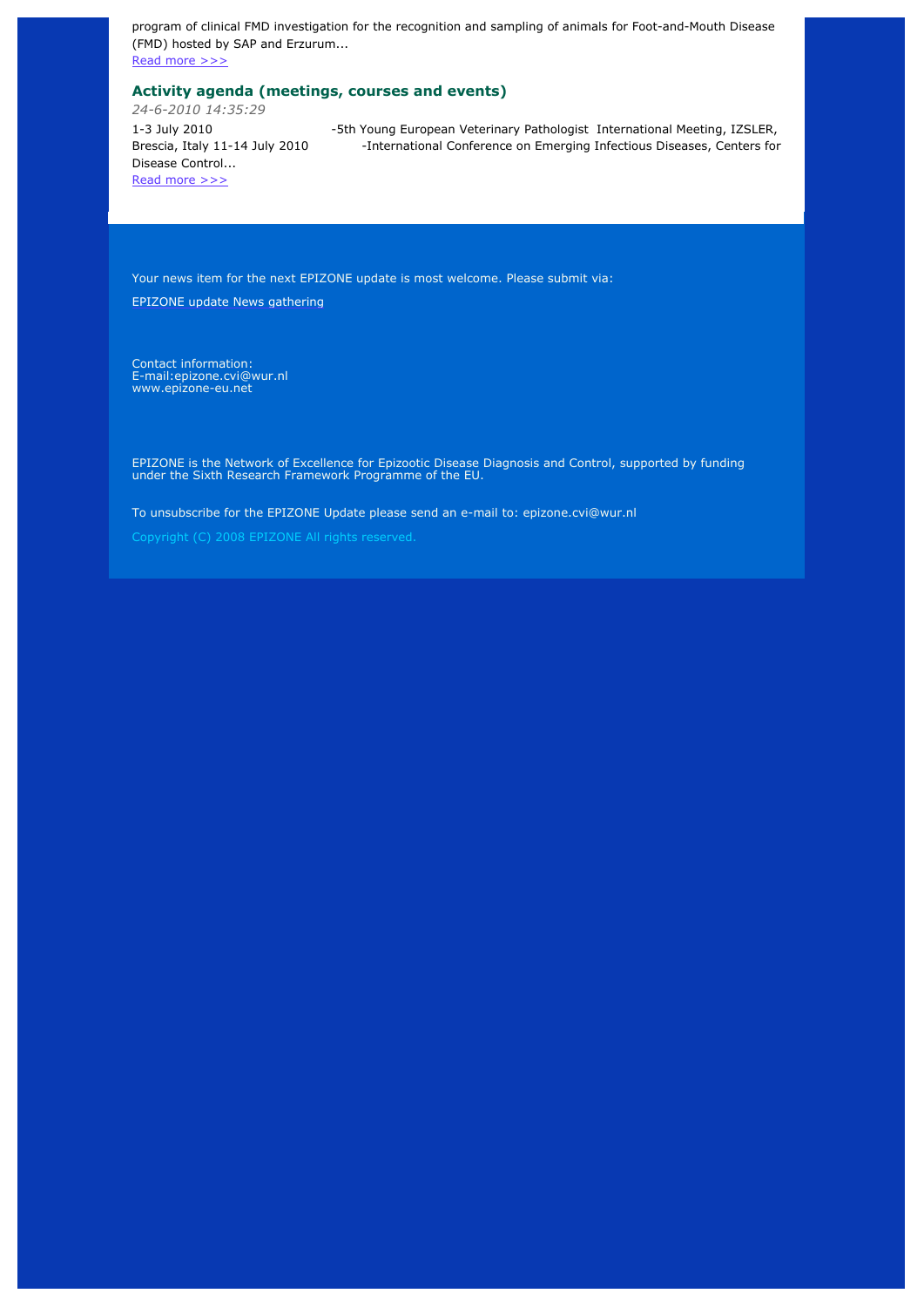program of clinical FMD investigation for the recognition and sampling of animals for Foot-and-Mouth Disease (FMD) hosted by SAP and Erzurum...
Read more >>>

### Activity agenda (meetings, courses and events)

*24-6-2010 14:35:29*

1-3 July 2010 -5th Young European Veterinary Pathologist International Meeting, IZSLER, Brescia, Italy 11-14 July 2010 -International Conference on Emerging Infectious Diseases, Centers for Disease Control...
Read more >>>

Your news item for the next EPIZONE update is most welcome. Please submit via:

EPIZONE update News gathering

Contact information:
E-mail:epizone.cvi@wur.nl
www.epizone-eu.net

EPIZONE is the Network of Excellence for Epizootic Disease Diagnosis and Control, supported by funding under the Sixth Research Framework Programme of the EU.

To unsubscribe for the EPIZONE Update please send an e-mail to: epizone.cvi@wur.nl

Copyright (C) 2008 EPIZONE All rights reserved.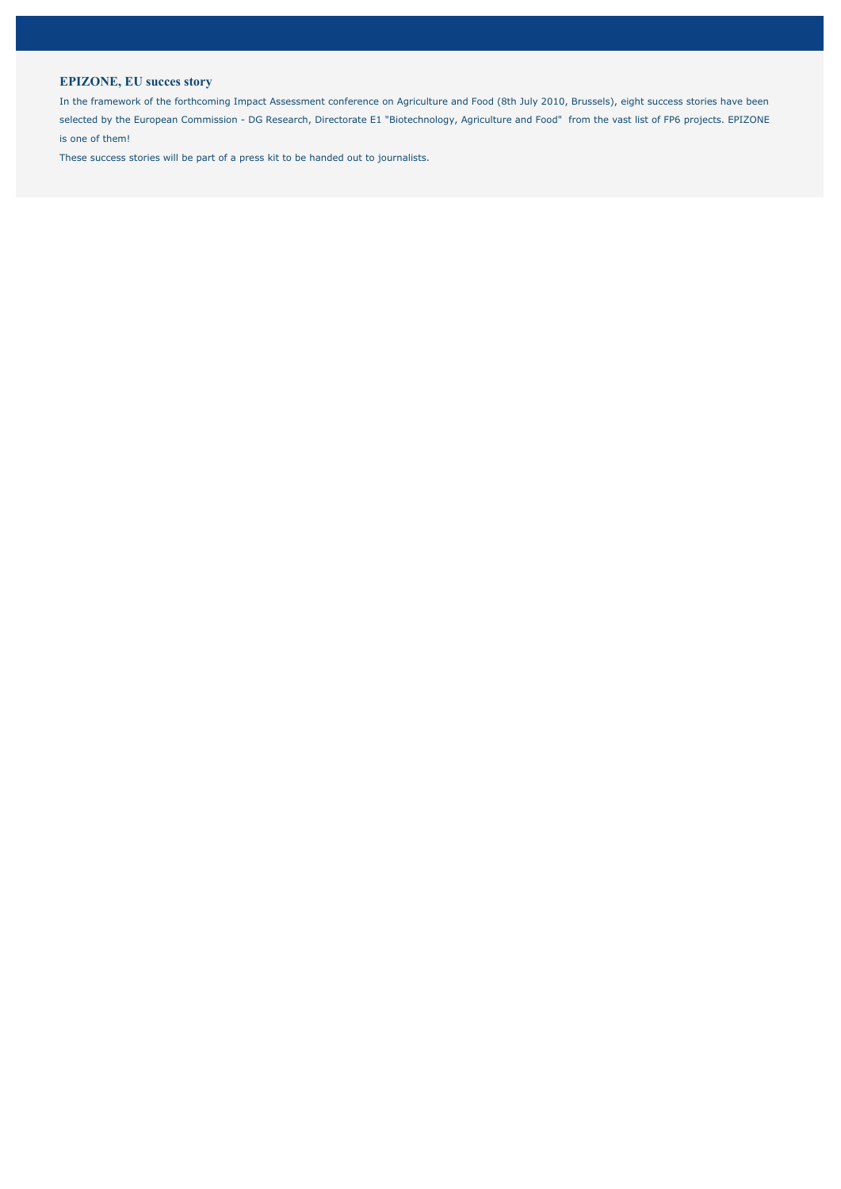## EPIZONE, EU succes story

In the framework of the forthcoming Impact Assessment conference on Agriculture and Food (8th July 2010, Brussels), eight success stories have been selected by the European Commission - DG Research, Directorate E1 "Biotechnology, Agriculture and Food" from the vast list of FP6 projects. EPIZONE is one of them!

These success stories will be part of a press kit to be handed out to journalists.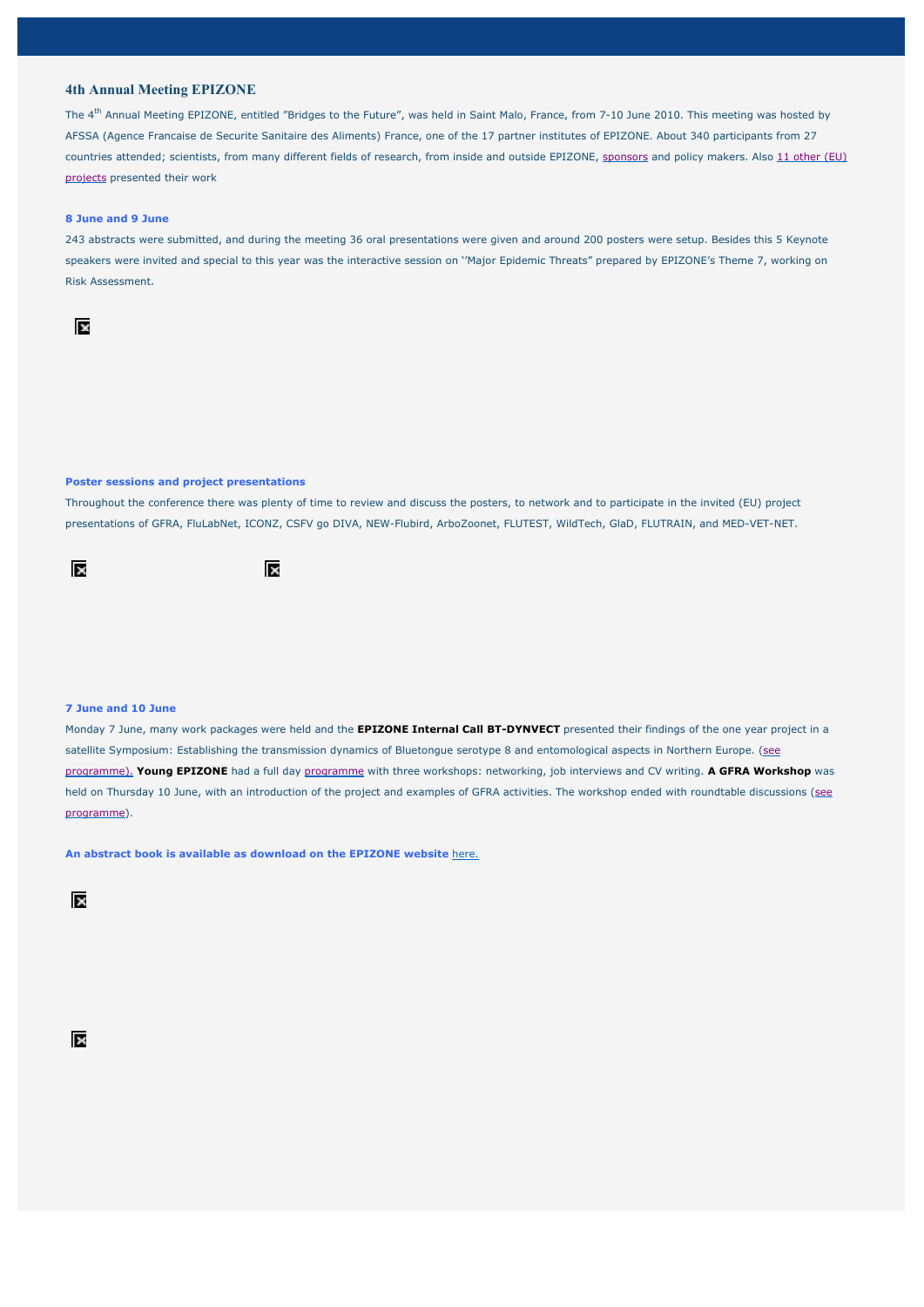## 4th Annual Meeting EPIZONE

The 4th Annual Meeting EPIZONE, entitled "Bridges to the Future", was held in Saint Malo, France, from 7-10 June 2010. This meeting was hosted by AFSSA (Agence Francaise de Securite Sanitaire des Aliments) France, one of the 17 partner institutes of EPIZONE. About 340 participants from 27 countries attended; scientists, from many different fields of research, from inside and outside EPIZONE, sponsors and policy makers. Also 11 other (EU) projects presented their work

### 8 June and 9 June

243 abstracts were submitted, and during the meeting 36 oral presentations were given and around 200 posters were setup. Besides this 5 Keynote speakers were invited and special to this year was the interactive session on ''Major Epidemic Threats" prepared by EPIZONE's Theme 7, working on Risk Assessment.

### Poster sessions and project presentations

Throughout the conference there was plenty of time to review and discuss the posters, to network and to participate in the invited (EU) project presentations of GFRA, FluLabNet, ICONZ, CSFV go DIVA, NEW-Flubird, ArboZoonet, FLUTEST, WildTech, GlaD, FLUTRAIN, and MED-VET-NET.

### 7 June and 10 June

Monday 7 June, many work packages were held and the **EPIZONE Internal Call BT-DYNVECT** presented their findings of the one year project in a satellite Symposium: Establishing the transmission dynamics of Bluetongue serotype 8 and entomological aspects in Northern Europe. (see programme). **Young EPIZONE** had a full day programme with three workshops: networking, job interviews and CV writing. **A GFRA Workshop** was held on Thursday 10 June, with an introduction of the project and examples of GFRA activities. The workshop ended with roundtable discussions (see programme).

**An abstract book is available as download on the EPIZONE website** here.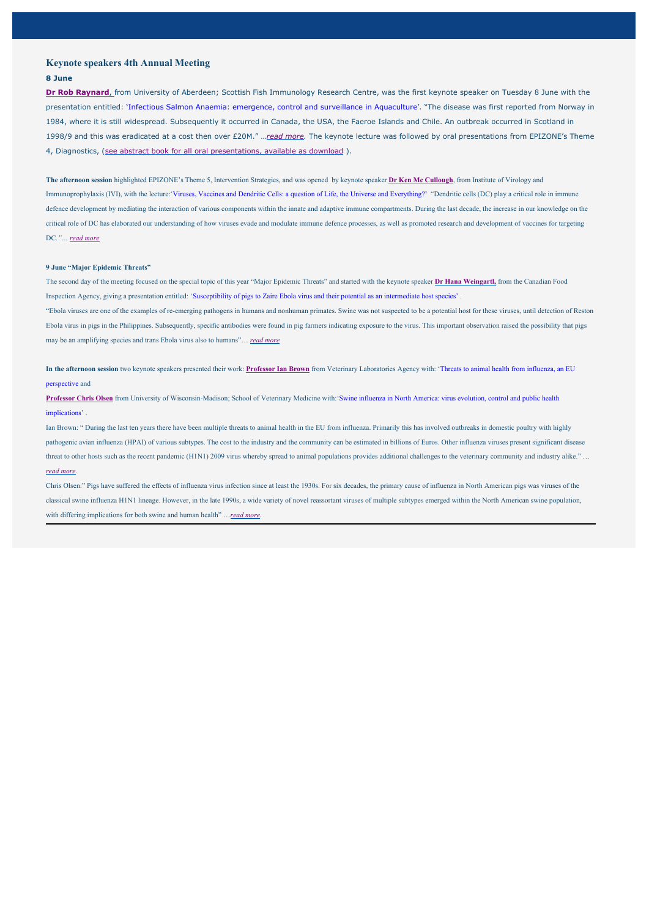## Keynote speakers 4th Annual Meeting

### 8 June

**Dr Rob Raynard**, from University of Aberdeen; Scottish Fish Immunology Research Centre, was the first keynote speaker on Tuesday 8 June with the presentation entitled: 'Infectious Salmon Anaemia: emergence, control and surveillance in Aquaculture'. "The disease was first reported from Norway in 1984, where it is still widespread. Subsequently it occurred in Canada, the USA, the Faeroe Islands and Chile. An outbreak occurred in Scotland in 1998/9 and this was eradicated at a cost then over £20M." …*read more*. The keynote lecture was followed by oral presentations from EPIZONE's Theme 4, Diagnostics, (see abstract book for all oral presentations, available as download ).

**The afternoon session** highlighted EPIZONE's Theme 5, Intervention Strategies, and was opened by keynote speaker **Dr Ken Mc Cullough**, from Institute of Virology and Immunoprophylaxis (IVI), with the lecture:'Viruses, Vaccines and Dendritic Cells: a question of Life, the Universe and Everything?' "Dendritic cells (DC) play a critical role in immune defence development by mediating the interaction of various components within the innate and adaptive immune compartments. During the last decade, the increase in our knowledge on the critical role of DC has elaborated our understanding of how viruses evade and modulate immune defence processes, as well as promoted research and development of vaccines for targeting DC."… *read more*

### 9 June "Major Epidemic Threats"

The second day of the meeting focused on the special topic of this year "Major Epidemic Threats" and started with the keynote speaker **Dr Hana Weingartl**, from the Canadian Food Inspection Agency, giving a presentation entitled: 'Susceptibility of pigs to Zaire Ebola virus and their potential as an intermediate host species' .

"Ebola viruses are one of the examples of re-emerging pathogens in humans and nonhuman primates. Swine was not suspected to be a potential host for these viruses, until detection of Reston Ebola virus in pigs in the Philippines. Subsequently, specific antibodies were found in pig farmers indicating exposure to the virus. This important observation raised the possibility that pigs may be an amplifying species and trans Ebola virus also to humans"… *read more*

**In the afternoon session** two keynote speakers presented their work: **Professor Ian Brown** from Veterinary Laboratories Agency with: 'Threats to animal health from influenza, an EU perspective and

**Professor Chris Olsen** from University of Wisconsin-Madison; School of Veterinary Medicine with:'Swine influenza in North America: virus evolution, control and public health implications' .

Ian Brown: " During the last ten years there have been multiple threats to animal health in the EU from influenza. Primarily this has involved outbreaks in domestic poultry with highly pathogenic avian influenza (HPAI) of various subtypes. The cost to the industry and the community can be estimated in billions of Euros. Other influenza viruses present significant disease threat to other hosts such as the recent pandemic (H1N1) 2009 virus whereby spread to animal populations provides additional challenges to the veterinary community and industry alike." … *read more.*

Chris Olsen:" Pigs have suffered the effects of influenza virus infection since at least the 1930s. For six decades, the primary cause of influenza in North American pigs was viruses of the classical swine influenza H1N1 lineage. However, in the late 1990s, a wide variety of novel reassortant viruses of multiple subtypes emerged within the North American swine population, with differing implications for both swine and human health" …*read more.*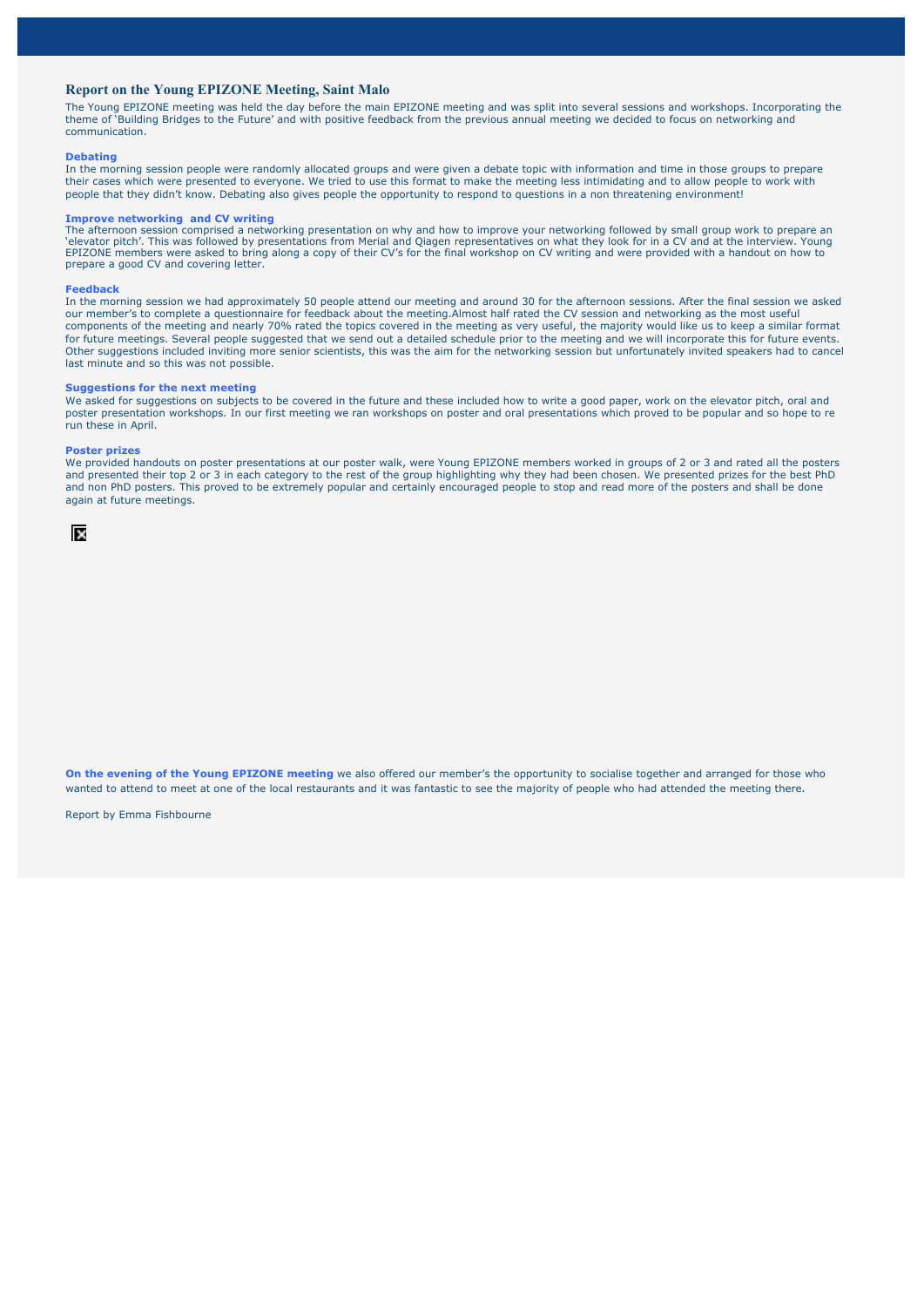## Report on the Young EPIZONE Meeting, Saint Malo

The Young EPIZONE meeting was held the day before the main EPIZONE meeting and was split into several sessions and workshops. Incorporating the theme of 'Building Bridges to the Future' and with positive feedback from the previous annual meeting we decided to focus on networking and communication.

### Debating

In the morning session people were randomly allocated groups and were given a debate topic with information and time in those groups to prepare their cases which were presented to everyone. We tried to use this format to make the meeting less intimidating and to allow people to work with people that they didn't know. Debating also gives people the opportunity to respond to questions in a non threatening environment!

### Improve networking and CV writing

The afternoon session comprised a networking presentation on why and how to improve your networking followed by small group work to prepare an 'elevator pitch'. This was followed by presentations from Merial and Qiagen representatives on what they look for in a CV and at the interview. Young EPIZONE members were asked to bring along a copy of their CV's for the final workshop on CV writing and were provided with a handout on how to prepare a good CV and covering letter.

### Feedback

In the morning session we had approximately 50 people attend our meeting and around 30 for the afternoon sessions. After the final session we asked our member's to complete a questionnaire for feedback about the meeting.Almost half rated the CV session and networking as the most useful components of the meeting and nearly 70% rated the topics covered in the meeting as very useful, the majority would like us to keep a similar format for future meetings. Several people suggested that we send out a detailed schedule prior to the meeting and we will incorporate this for future events. Other suggestions included inviting more senior scientists, this was the aim for the networking session but unfortunately invited speakers had to cancel last minute and so this was not possible.

### Suggestions for the next meeting

We asked for suggestions on subjects to be covered in the future and these included how to write a good paper, work on the elevator pitch, oral and poster presentation workshops. In our first meeting we ran workshops on poster and oral presentations which proved to be popular and so hope to re run these in April.

### Poster prizes

We provided handouts on poster presentations at our poster walk, were Young EPIZONE members worked in groups of 2 or 3 and rated all the posters and presented their top 2 or 3 in each category to the rest of the group highlighting why they had been chosen. We presented prizes for the best PhD and non PhD posters. This proved to be extremely popular and certainly encouraged people to stop and read more of the posters and shall be done again at future meetings.

**On the evening of the Young EPIZONE meeting** we also offered our member's the opportunity to socialise together and arranged for those who wanted to attend to meet at one of the local restaurants and it was fantastic to see the majority of people who had attended the meeting there.

Report by Emma Fishbourne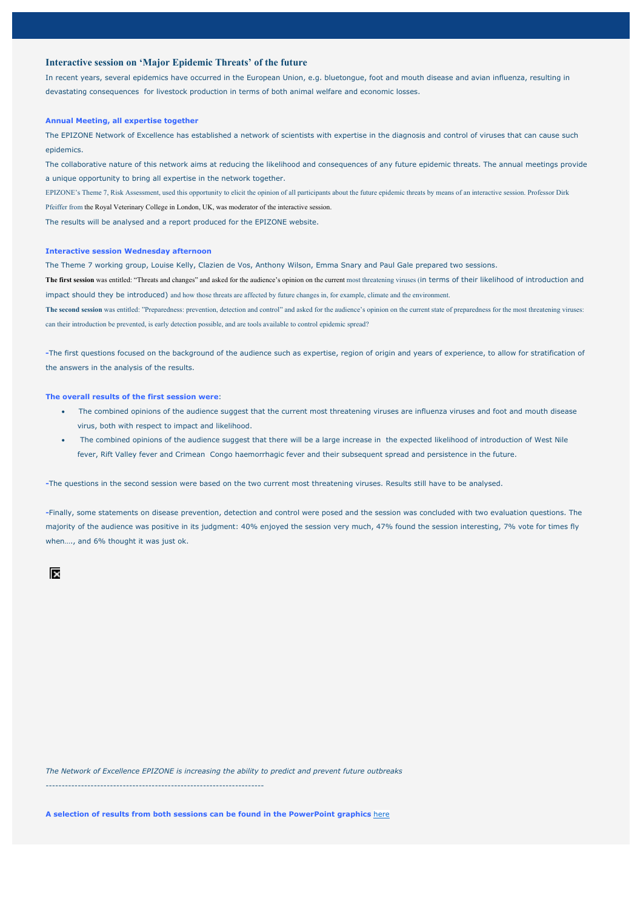## Interactive session on 'Major Epidemic Threats' of the future

In recent years, several epidemics have occurred in the European Union, e.g. bluetongue, foot and mouth disease and avian influenza, resulting in devastating consequences for livestock production in terms of both animal welfare and economic losses.

**Annual Meeting, all expertise together**

The EPIZONE Network of Excellence has established a network of scientists with expertise in the diagnosis and control of viruses that can cause such epidemics.

The collaborative nature of this network aims at reducing the likelihood and consequences of any future epidemic threats. The annual meetings provide a unique opportunity to bring all expertise in the network together.

EPIZONE's Theme 7, Risk Assessment, used this opportunity to elicit the opinion of all participants about the future epidemic threats by means of an interactive session. Professor Dirk Pfeiffer from the Royal Veterinary College in London, UK, was moderator of the interactive session.

The results will be analysed and a report produced for the EPIZONE website.

**Interactive session Wednesday afternoon**

The Theme 7 working group, Louise Kelly, Clazien de Vos, Anthony Wilson, Emma Snary and Paul Gale prepared two sessions.

**The first session** was entitled: "Threats and changes" and asked for the audience's opinion on the current most threatening viruses (in terms of their likelihood of introduction and impact should they be introduced) and how those threats are affected by future changes in, for example, climate and the environment.

**The second session** was entitled: "Preparedness: prevention, detection and control" and asked for the audience's opinion on the current state of preparedness for the most threatening viruses: can their introduction be prevented, is early detection possible, and are tools available to control epidemic spread?

-The first questions focused on the background of the audience such as expertise, region of origin and years of experience, to allow for stratification of the answers in the analysis of the results.

**The overall results of the first session were**:

- The combined opinions of the audience suggest that the current most threatening viruses are influenza viruses and foot and mouth disease virus, both with respect to impact and likelihood.
- The combined opinions of the audience suggest that there will be a large increase in the expected likelihood of introduction of West Nile fever, Rift Valley fever and Crimean Congo haemorrhagic fever and their subsequent spread and persistence in the future.

-The questions in the second session were based on the two current most threatening viruses. Results still have to be analysed.

-Finally, some statements on disease prevention, detection and control were posed and the session was concluded with two evaluation questions. The majority of the audience was positive in its judgment: 40% enjoyed the session very much, 47% found the session interesting, 7% vote for times fly when…., and 6% thought it was just ok.

*The Network of Excellence EPIZONE is increasing the ability to predict and prevent future outbreaks*

-------------------------------------------------------------------

**A selection of results from both sessions can be found in the PowerPoint graphics** here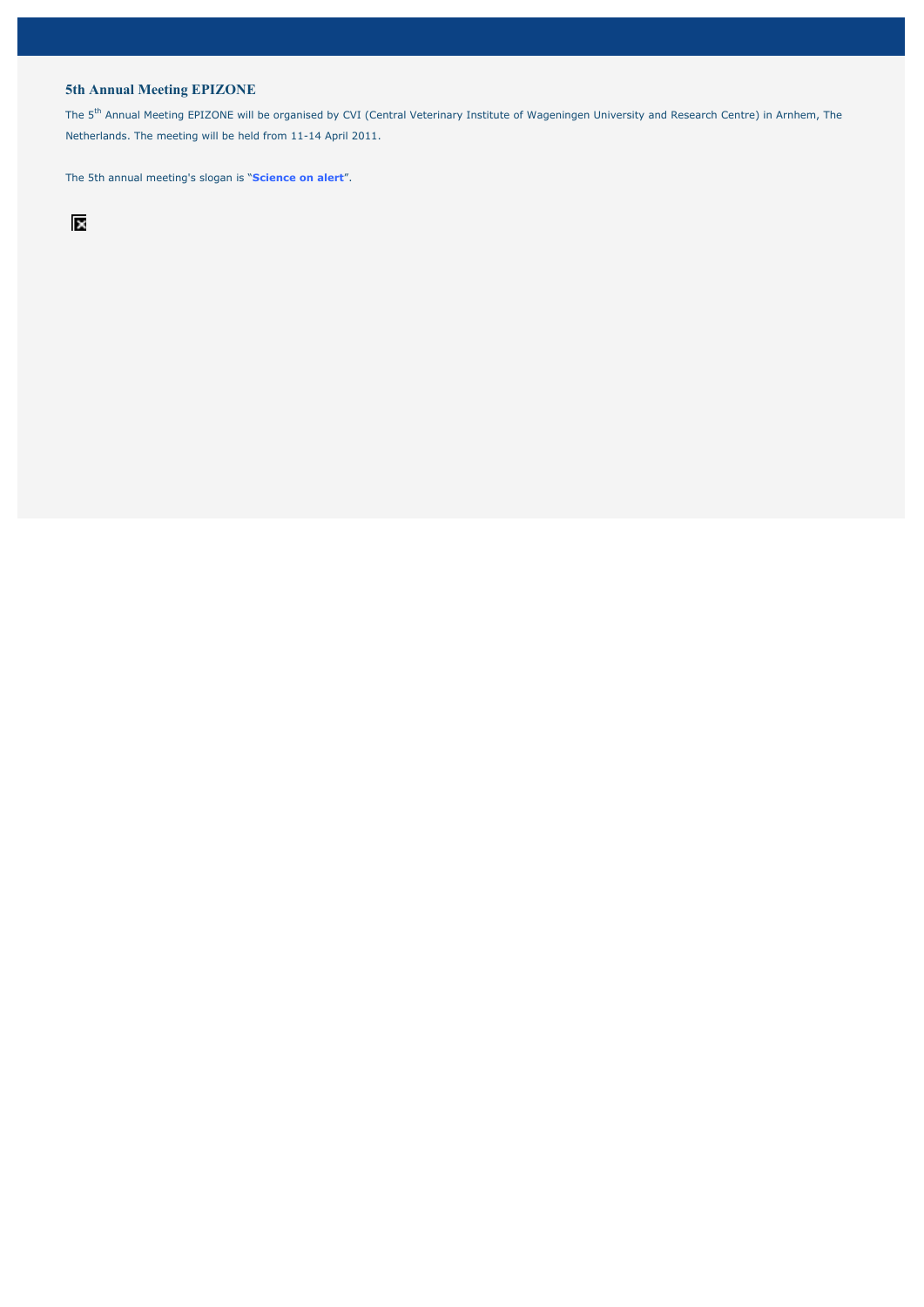## 5th Annual Meeting EPIZONE

The 5th Annual Meeting EPIZONE will be organised by CVI (Central Veterinary Institute of Wageningen University and Research Centre) in Arnhem, The Netherlands. The meeting will be held from 11-14 April 2011.

The 5th annual meeting's slogan is "**Science on alert**".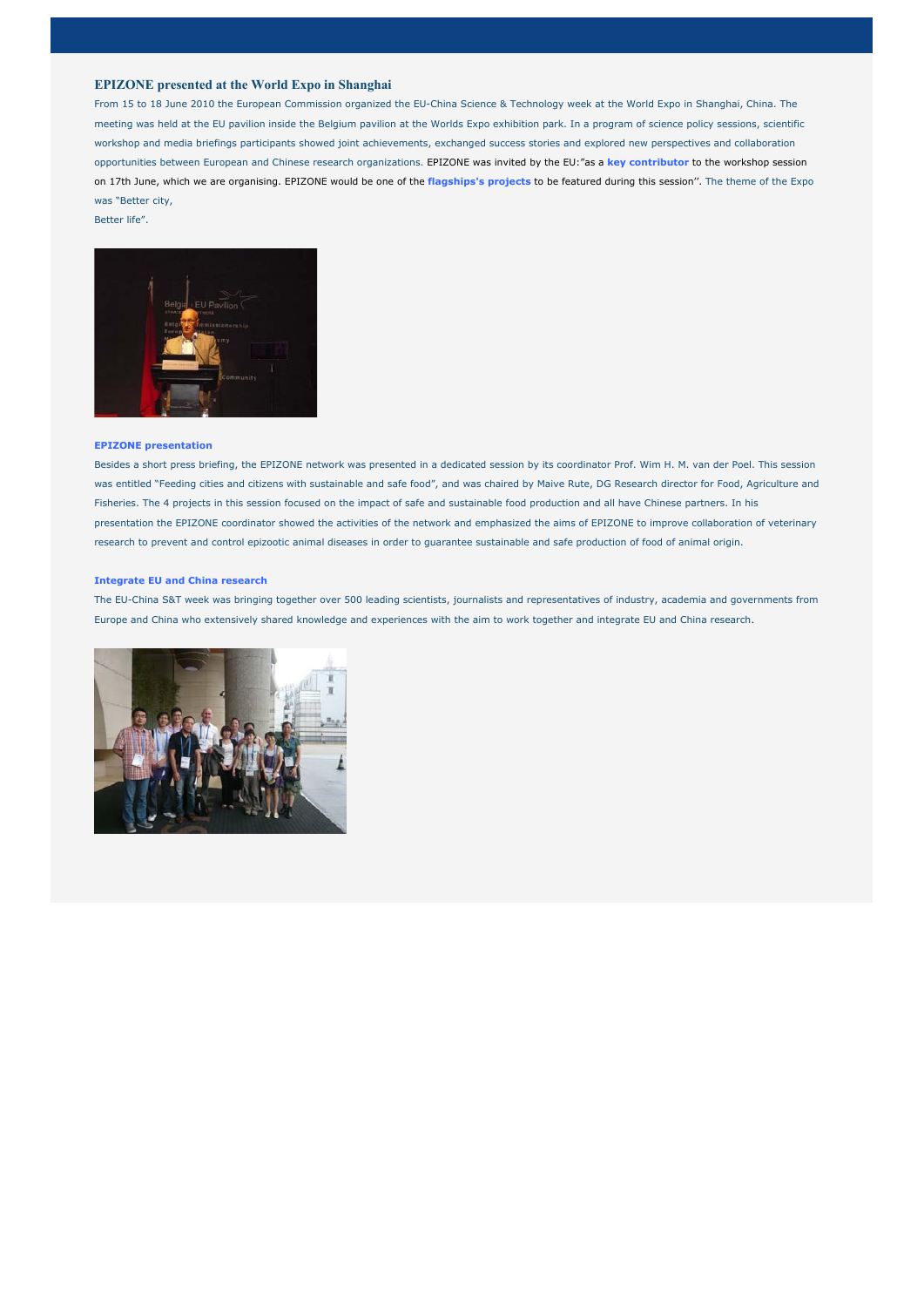## EPIZONE presented at the World Expo in Shanghai

From 15 to 18 June 2010 the European Commission organized the EU-China Science & Technology week at the World Expo in Shanghai, China. The meeting was held at the EU pavilion inside the Belgium pavilion at the Worlds Expo exhibition park. In a program of science policy sessions, scientific workshop and media briefings participants showed joint achievements, exchanged success stories and explored new perspectives and collaboration opportunities between European and Chinese research organizations. EPIZONE was invited by the EU:"as a **key contributor** to the workshop session on 17th June, which we are organising. EPIZONE would be one of the **flagships's projects** to be featured during this session''. The theme of the Expo was "Better city,
Better life".

**EPIZONE presentation**

Besides a short press briefing, the EPIZONE network was presented in a dedicated session by its coordinator Prof. Wim H. M. van der Poel. This session was entitled "Feeding cities and citizens with sustainable and safe food", and was chaired by Maive Rute, DG Research director for Food, Agriculture and Fisheries. The 4 projects in this session focused on the impact of safe and sustainable food production and all have Chinese partners. In his presentation the EPIZONE coordinator showed the activities of the network and emphasized the aims of EPIZONE to improve collaboration of veterinary research to prevent and control epizootic animal diseases in order to guarantee sustainable and safe production of food of animal origin.

**Integrate EU and China research**

The EU-China S&T week was bringing together over 500 leading scientists, journalists and representatives of industry, academia and governments from Europe and China who extensively shared knowledge and experiences with the aim to work together and integrate EU and China research.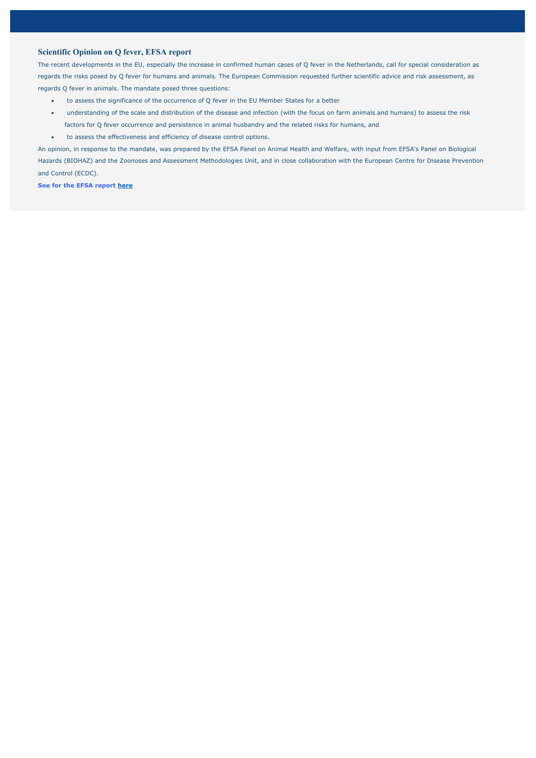### Scientific Opinion on Q fever, EFSA report

The recent developments in the EU, especially the increase in confirmed human cases of Q fever in the Netherlands, call for special consideration as regards the risks posed by Q fever for humans and animals. The European Commission requested further scientific advice and risk assessment, as regards Q fever in animals. The mandate posed three questions:

- to assess the significance of the occurrence of Q fever in the EU Member States for a better
- understanding of the scale and distribution of the disease and infection (with the focus on farm animals and humans) to assess the risk factors for Q fever occurrence and persistence in animal husbandry and the related risks for humans, and
- to assess the effectiveness and efficiency of disease control options.

An opinion, in response to the mandate, was prepared by the EFSA Panel on Animal Health and Welfare, with input from EFSA's Panel on Biological Hazards (BIOHAZ) and the Zoonoses and Assessment Methodologies Unit, and in close collaboration with the European Centre for Disease Prevention and Control (ECDC).

**See for the EFSA report here**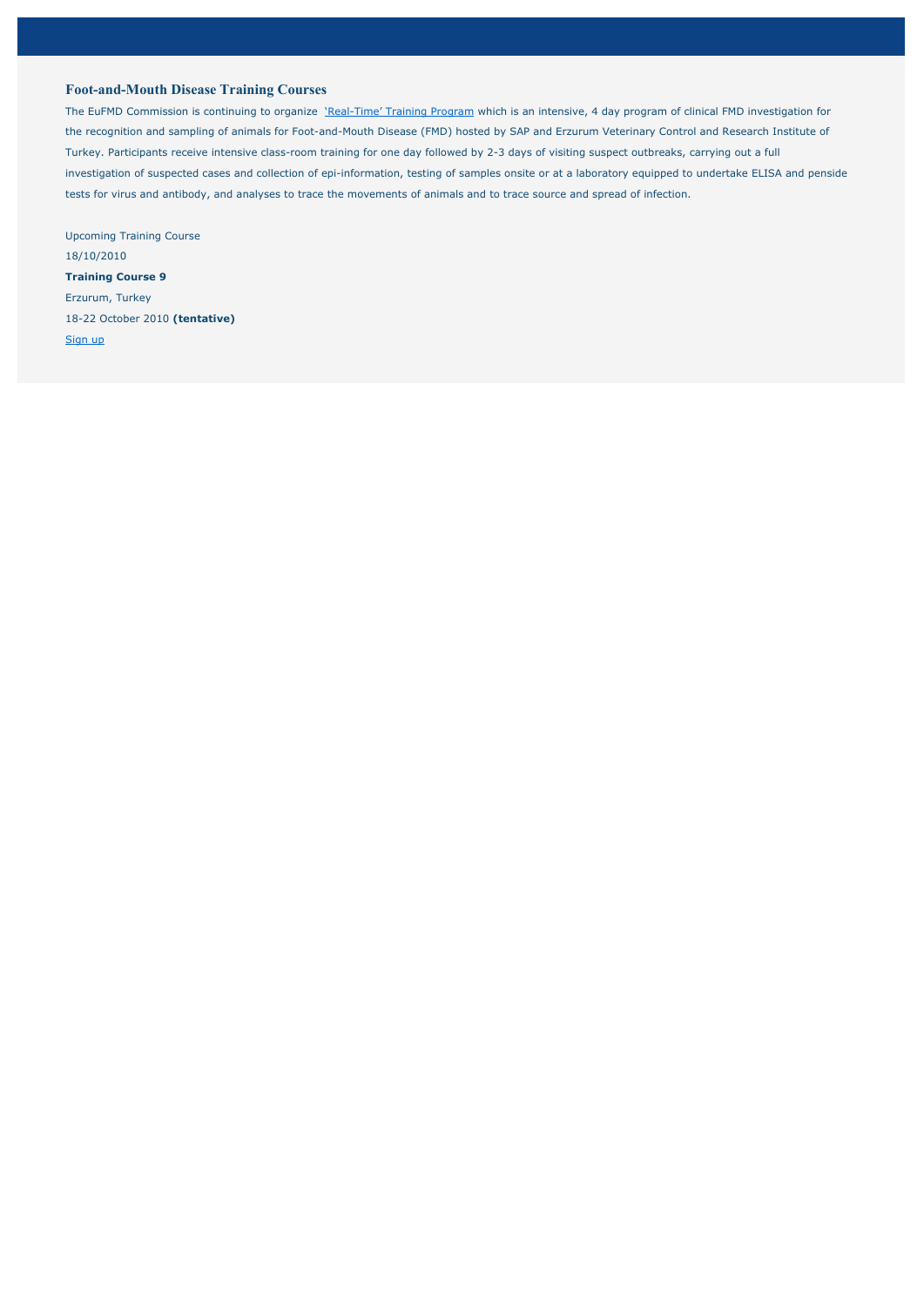## Foot-and-Mouth Disease Training Courses

The EuFMD Commission is continuing to organize 'Real-Time' Training Program which is an intensive, 4 day program of clinical FMD investigation for the recognition and sampling of animals for Foot-and-Mouth Disease (FMD) hosted by SAP and Erzurum Veterinary Control and Research Institute of Turkey. Participants receive intensive class-room training for one day followed by 2-3 days of visiting suspect outbreaks, carrying out a full investigation of suspected cases and collection of epi-information, testing of samples onsite or at a laboratory equipped to undertake ELISA and penside tests for virus and antibody, and analyses to trace the movements of animals and to trace source and spread of infection.

Upcoming Training Course

18/10/2010

**Training Course 9**

Erzurum, Turkey

18-22 October 2010 **(tentative)**

Sign up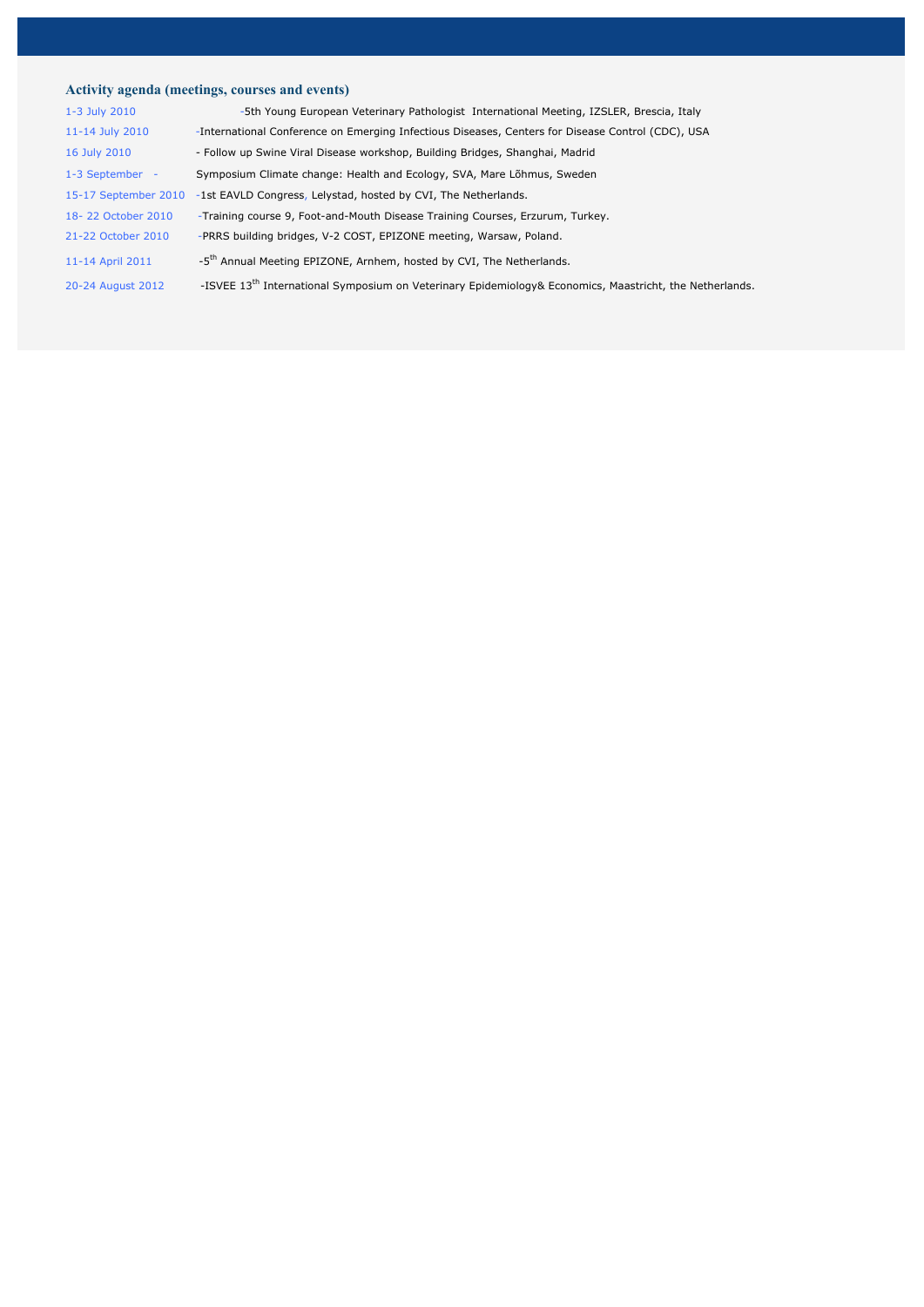### Activity agenda (meetings, courses and events)

| | |
|---|---|
| 1-3 July 2010 | -5th Young European Veterinary Pathologist International Meeting, IZSLER, Brescia, Italy |
| 11-14 July 2010 | -International Conference on Emerging Infectious Diseases, Centers for Disease Control (CDC), USA |
| 16 July 2010 | - Follow up Swine Viral Disease workshop, Building Bridges, Shanghai, Madrid |
| 1-3 September - | Symposium Climate change: Health and Ecology, SVA, Mare Lõhmus, Sweden |
| 15-17 September 2010 | -1st EAVLD Congress, Lelystad, hosted by CVI, The Netherlands. |
| 18- 22 October 2010 | -Training course 9, Foot-and-Mouth Disease Training Courses, Erzurum, Turkey. |
| 21-22 October 2010 | -PRRS building bridges, V-2 COST, EPIZONE meeting, Warsaw, Poland. |
| 11-14 April 2011 | -5th Annual Meeting EPIZONE, Arnhem, hosted by CVI, The Netherlands. |
| 20-24 August 2012 | -ISVEE 13th International Symposium on Veterinary Epidemiology& Economics, Maastricht, the Netherlands. |